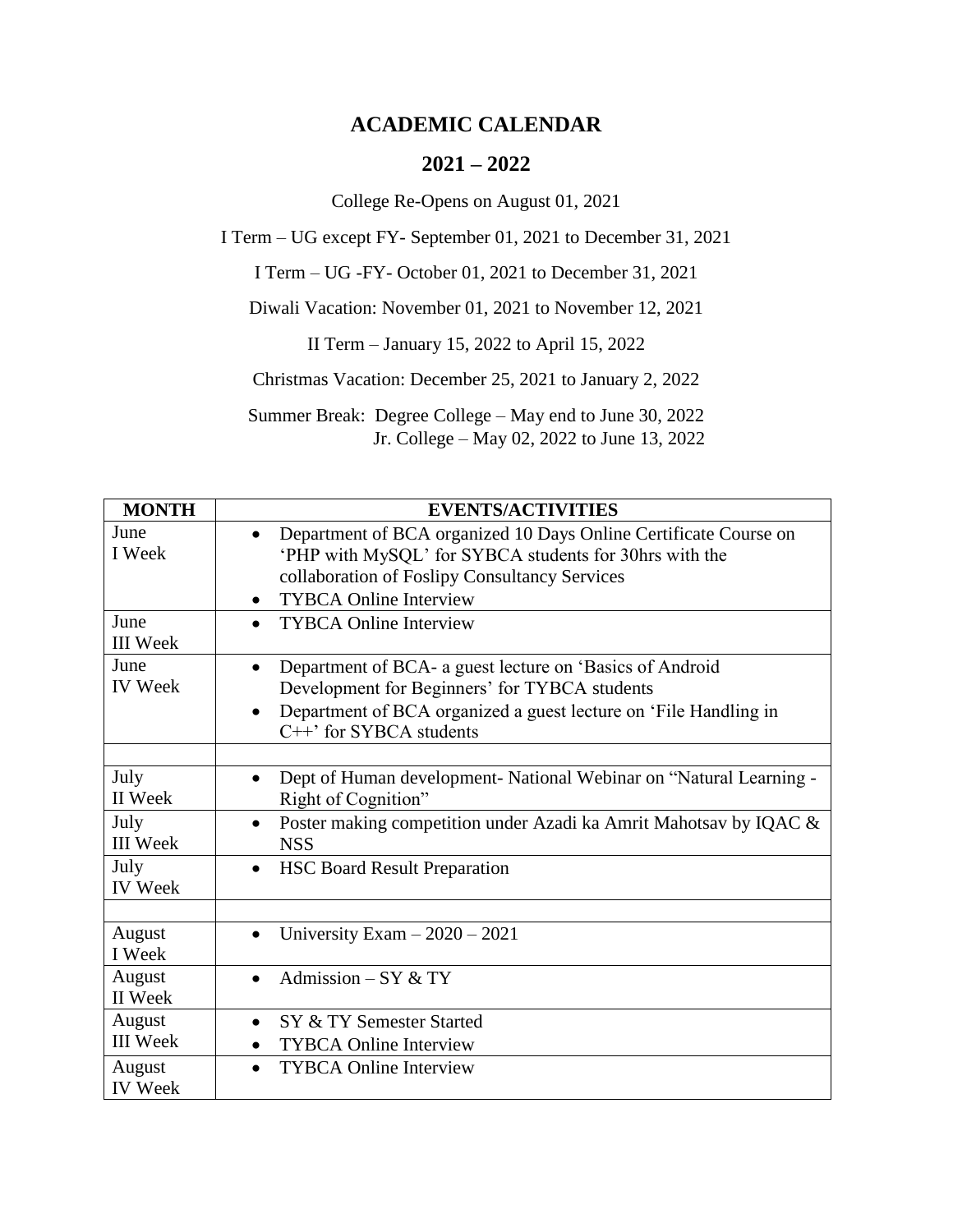# ACADEMIC CALENDAR

## 2021 – 2022

College Re-Opens on August 01, 2021

I Term – UG except FY- September 01, 2021 to December 31, 2021

I Term – UG -FY- October 01, 2021 to December 31, 2021

Diwali Vacation: November 01, 2021 to November 12, 2021

II Term – January 15, 2022 to April 15, 2022

Christmas Vacation: December 25, 2021 to January 2, 2022

Summer Break: Degree College – May end to June 30, 2022
Jr. College – May 02, 2022 to June 13, 2022

| MONTH | EVENTS/ACTIVITIES |
|---|---|
| June I Week | • Department of BCA organized 10 Days Online Certificate Course on 'PHP with MySQL' for SYBCA students for 30hrs with the collaboration of Foslipy Consultancy Services<br>• TYBCA Online Interview |
| June III Week | • TYBCA Online Interview |
| June IV Week | • Department of BCA- a guest lecture on 'Basics of Android Development for Beginners' for TYBCA students<br>• Department of BCA organized a guest lecture on 'File Handling in C++' for SYBCA students |
| | |
| July II Week | • Dept of Human development- National Webinar on "Natural Learning - Right of Cognition" |
| July III Week | • Poster making competition under Azadi ka Amrit Mahotsav by IQAC & NSS |
| July IV Week | • HSC Board Result Preparation |
| | |
| August I Week | • University Exam – 2020 – 2021 |
| August II Week | • Admission – SY & TY |
| August III Week | • SY & TY Semester Started<br>• TYBCA Online Interview |
| August IV Week | • TYBCA Online Interview |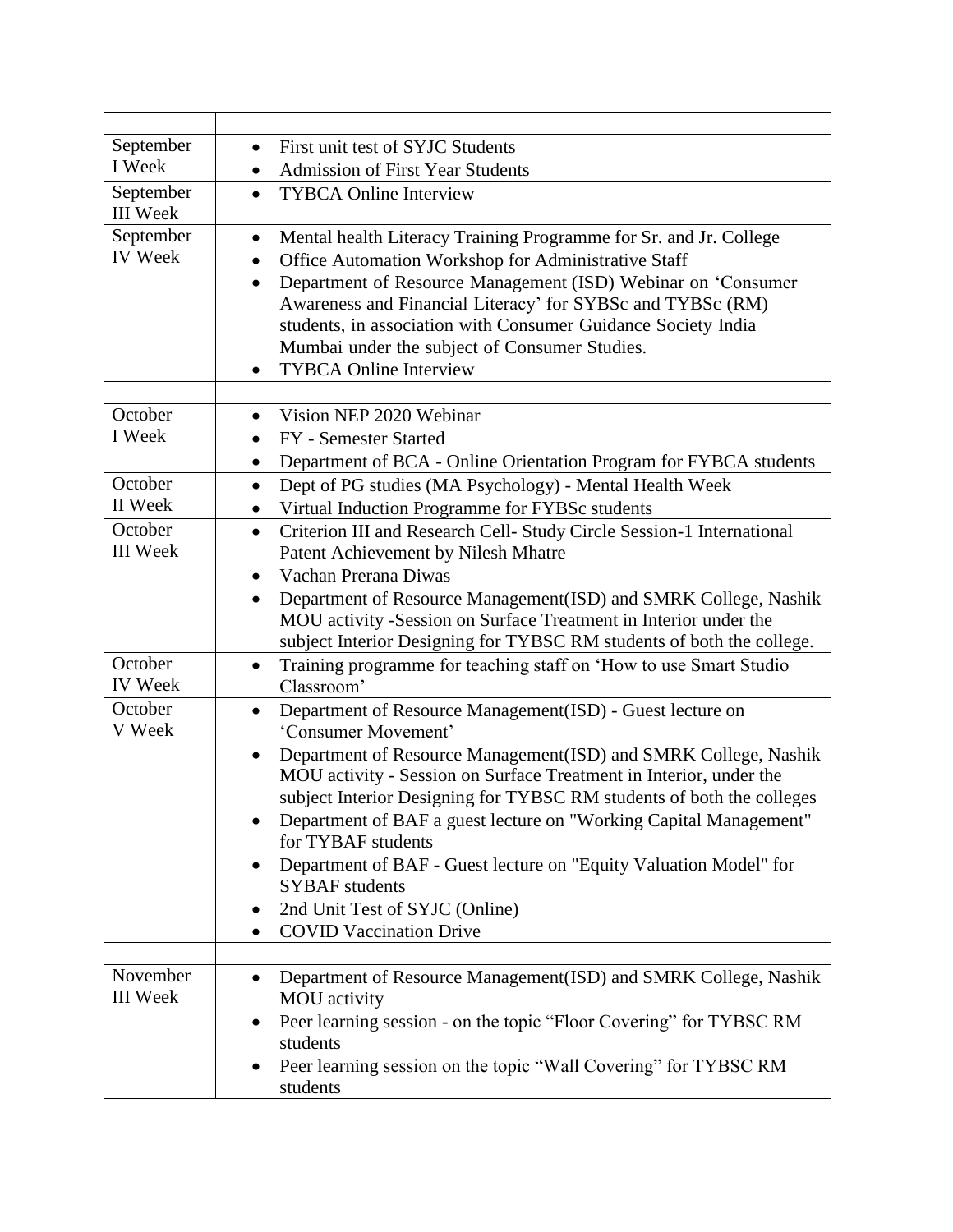| | |
|---|---|
| September I Week | • First unit test of SYJC Students<br>• Admission of First Year Students |
| September III Week | • TYBCA Online Interview |
| September IV Week | • Mental health Literacy Training Programme for Sr. and Jr. College<br>• Office Automation Workshop for Administrative Staff<br>• Department of Resource Management (ISD) Webinar on 'Consumer Awareness and Financial Literacy' for SYBSc and TYBSc (RM) students, in association with Consumer Guidance Society India Mumbai under the subject of Consumer Studies.<br>• TYBCA Online Interview |
| | |
| October I Week | • Vision NEP 2020 Webinar<br>• FY - Semester Started<br>• Department of BCA - Online Orientation Program for FYBCA students |
| October II Week | • Dept of PG studies (MA Psychology) - Mental Health Week<br>• Virtual Induction Programme for FYBSc students |
| October III Week | • Criterion III and Research Cell- Study Circle Session-1 International Patent Achievement by Nilesh Mhatre<br>• Vachan Prerana Diwas<br>• Department of Resource Management(ISD) and SMRK College, Nashik MOU activity -Session on Surface Treatment in Interior under the subject Interior Designing for TYBSC RM students of both the college. |
| October IV Week | • Training programme for teaching staff on 'How to use Smart Studio Classroom' |
| October V Week | • Department of Resource Management(ISD) - Guest lecture on 'Consumer Movement'<br>• Department of Resource Management(ISD) and SMRK College, Nashik MOU activity - Session on Surface Treatment in Interior, under the subject Interior Designing for TYBSC RM students of both the colleges<br>• Department of BAF a guest lecture on "Working Capital Management" for TYBAF students<br>• Department of BAF - Guest lecture on "Equity Valuation Model" for SYBAF students<br>• 2nd Unit Test of SYJC (Online)<br>• COVID Vaccination Drive |
| | |
| November III Week | • Department of Resource Management(ISD) and SMRK College, Nashik MOU activity<br>• Peer learning session - on the topic "Floor Covering" for TYBSC RM students<br>• Peer learning session on the topic "Wall Covering" for TYBSC RM students |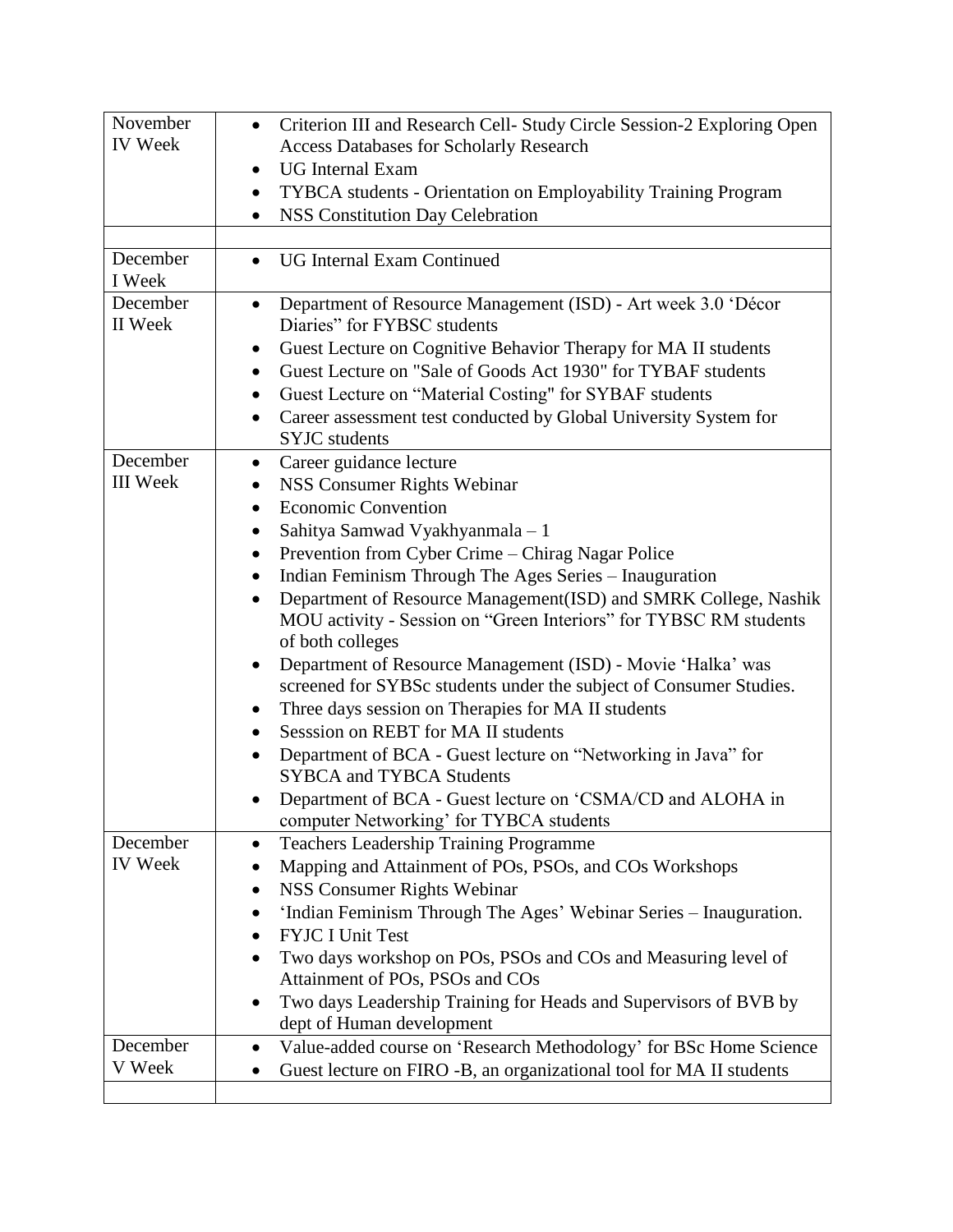| | |
|---|---|
| November IV Week | • Criterion III and Research Cell- Study Circle Session-2 Exploring Open Access Databases for Scholarly Research<br>• UG Internal Exam<br>• TYBCA students - Orientation on Employability Training Program<br>• NSS Constitution Day Celebration |
| | |
| December I Week | • UG Internal Exam Continued |
| December II Week | • Department of Resource Management (ISD) - Art week 3.0 'Décor Diaries" for FYBSC students<br>• Guest Lecture on Cognitive Behavior Therapy for MA II students<br>• Guest Lecture on "Sale of Goods Act 1930" for TYBAF students<br>• Guest Lecture on "Material Costing" for SYBAF students<br>• Career assessment test conducted by Global University System for SYJC students |
| December III Week | • Career guidance lecture<br>• NSS Consumer Rights Webinar<br>• Economic Convention<br>• Sahitya Samwad Vyakhyanmala – 1<br>• Prevention from Cyber Crime – Chirag Nagar Police<br>• Indian Feminism Through The Ages Series – Inauguration<br>• Department of Resource Management(ISD) and SMRK College, Nashik MOU activity - Session on "Green Interiors" for TYBSC RM students of both colleges<br>• Department of Resource Management (ISD) - Movie 'Halka' was screened for SYBSc students under the subject of Consumer Studies.<br>• Three days session on Therapies for MA II students<br>• Sesssion on REBT for MA II students<br>• Department of BCA - Guest lecture on "Networking in Java" for SYBCA and TYBCA Students<br>• Department of BCA - Guest lecture on 'CSMA/CD and ALOHA in computer Networking' for TYBCA students |
| December IV Week | • Teachers Leadership Training Programme<br>• Mapping and Attainment of POs, PSOs, and COs Workshops<br>• NSS Consumer Rights Webinar<br>• 'Indian Feminism Through The Ages' Webinar Series – Inauguration.<br>• FYJC I Unit Test<br>• Two days workshop on POs, PSOs and COs and Measuring level of Attainment of POs, PSOs and COs<br>• Two days Leadership Training for Heads and Supervisors of BVB by dept of Human development |
| December V Week | • Value-added course on 'Research Methodology' for BSc Home Science<br>• Guest lecture on FIRO -B, an organizational tool for MA II students |
| | |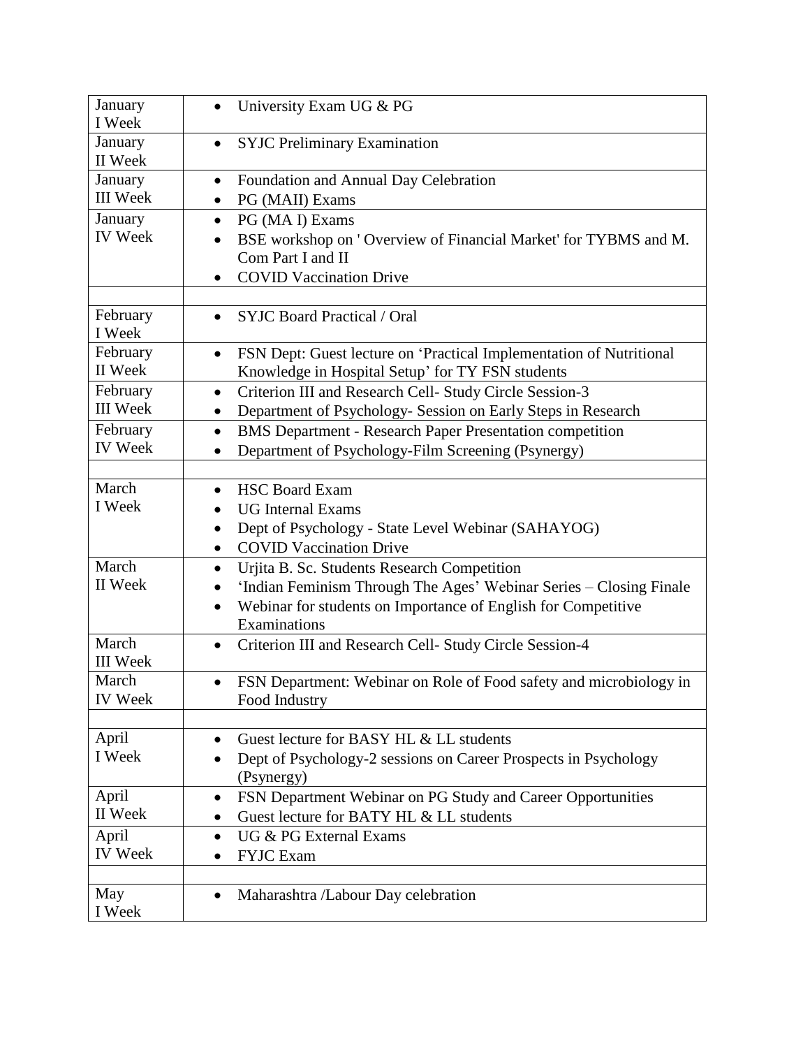| | |
|---|---|
| January I Week | • University Exam UG & PG |
| January II Week | • SYJC Preliminary Examination |
| January III Week | • Foundation and Annual Day Celebration<br>• PG (MAII) Exams |
| January IV Week | • PG (MA I) Exams<br>• BSE workshop on ' Overview of Financial Market' for TYBMS and M. Com Part I and II<br>• COVID Vaccination Drive |
| | |
| February I Week | • SYJC Board Practical / Oral |
| February II Week | • FSN Dept: Guest lecture on 'Practical Implementation of Nutritional Knowledge in Hospital Setup' for TY FSN students |
| February III Week | • Criterion III and Research Cell- Study Circle Session-3<br>• Department of Psychology- Session on Early Steps in Research |
| February IV Week | • BMS Department - Research Paper Presentation competition<br>• Department of Psychology-Film Screening (Psynergy) |
| | |
| March I Week | • HSC Board Exam<br>• UG Internal Exams<br>• Dept of Psychology - State Level Webinar (SAHAYOG)<br>• COVID Vaccination Drive |
| March II Week | • Urjita B. Sc. Students Research Competition<br>• 'Indian Feminism Through The Ages' Webinar Series – Closing Finale<br>• Webinar for students on Importance of English for Competitive Examinations |
| March III Week | • Criterion III and Research Cell- Study Circle Session-4 |
| March IV Week | • FSN Department: Webinar on Role of Food safety and microbiology in Food Industry |
| | |
| April I Week | • Guest lecture for BASY HL & LL students<br>• Dept of Psychology-2 sessions on Career Prospects in Psychology (Psynergy) |
| April II Week | • FSN Department Webinar on PG Study and Career Opportunities<br>• Guest lecture for BATY HL & LL students |
| April IV Week | • UG & PG External Exams<br>• FYJC Exam |
| | |
| May I Week | • Maharashtra /Labour Day celebration |